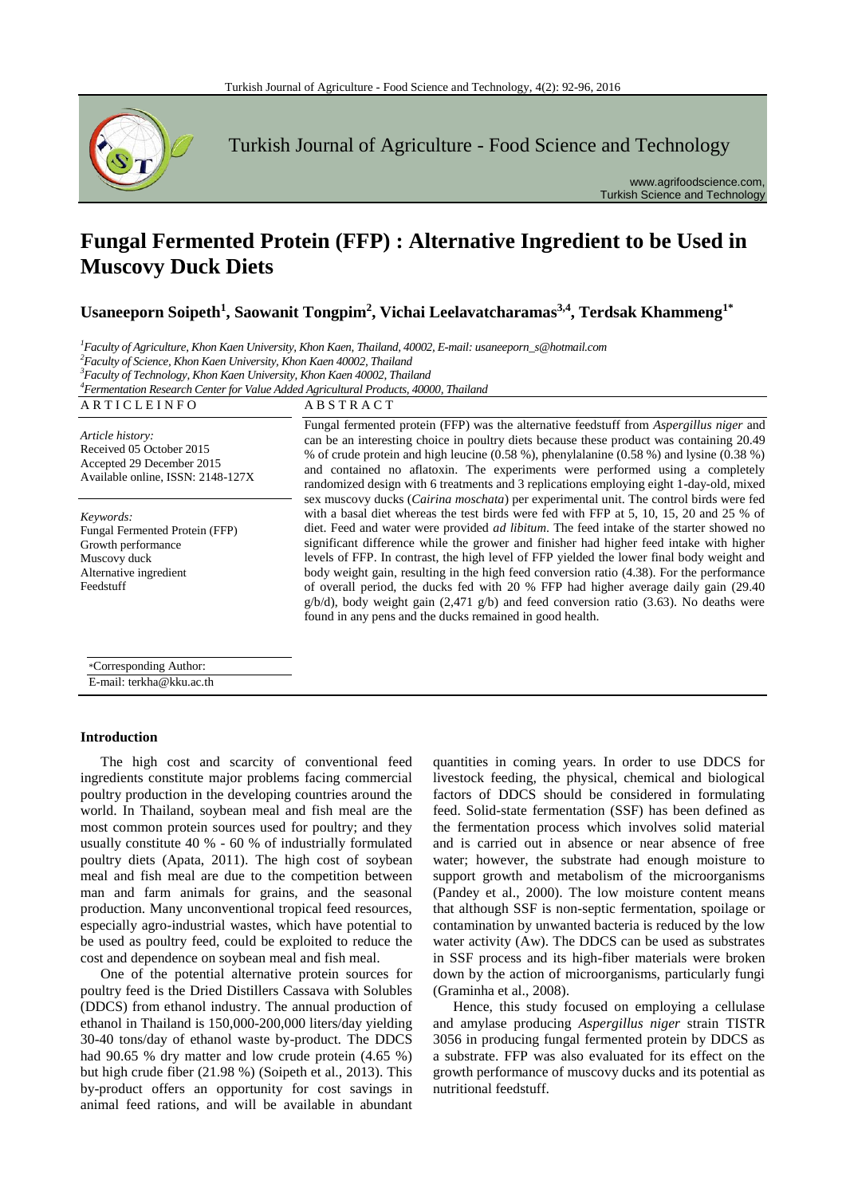# Fungal Fermented Protein (FFP) : Alternative Ingredient to be Used in Muscovy Duck Diets

**Usaneeporn Soipeth[1], Saowanit Tongpim[2], Vichai Leelavatcharamas[3,4], Terdsak Khammeng[1*]**

[1]*Faculty of Agriculture, Khon Kaen University, Khon Kaen, Thailand, 40002, E-mail: usaneeporn_s@hotmail.com*
[2]*Faculty of Science, Khon Kaen University, Khon Kaen 40002, Thailand*
[3]*Faculty of Technology, Khon Kaen University, Khon Kaen 40002, Thailand*
[4]*Fermentation Research Center for Value Added Agricultural Products, 40000, Thailand*

**ARTICLE INFO**

*Article history:*
Received 05 October 2015
Accepted 29 December 2015
Available online, ISSN: 2148-127X

*Keywords:*
Fungal Fermented Protein (FFP)
Growth performance
Muscovy duck
Alternative ingredient
Feedstuff

*Corresponding Author:
E-mail: terkha@kku.ac.th

**ABSTRACT**

Fungal fermented protein (FFP) was the alternative feedstuff from *Aspergillus niger* and can be an interesting choice in poultry diets because these product was containing 20.49 % of crude protein and high leucine (0.58 %), phenylalanine (0.58 %) and lysine (0.38 %) and contained no aflatoxin. The experiments were performed using a completely randomized design with 6 treatments and 3 replications employing eight 1-day-old, mixed sex muscovy ducks (*Cairina moschata*) per experimental unit. The control birds were fed with a basal diet whereas the test birds were fed with FFP at 5, 10, 15, 20 and 25 % of diet. Feed and water were provided *ad libitum*. The feed intake of the starter showed no significant difference while the grower and finisher had higher feed intake with higher levels of FFP. In contrast, the high level of FFP yielded the lower final body weight and body weight gain, resulting in the high feed conversion ratio (4.38). For the performance of overall period, the ducks fed with 20 % FFP had higher average daily gain (29.40 g/b/d), body weight gain (2,471 g/b) and feed conversion ratio (3.63). No deaths were found in any pens and the ducks remained in good health.

## Introduction

The high cost and scarcity of conventional feed ingredients constitute major problems facing commercial poultry production in the developing countries around the world. In Thailand, soybean meal and fish meal are the most common protein sources used for poultry; and they usually constitute 40 % - 60 % of industrially formulated poultry diets (Apata, 2011). The high cost of soybean meal and fish meal are due to the competition between man and farm animals for grains, and the seasonal production. Many unconventional tropical feed resources, especially agro-industrial wastes, which have potential to be used as poultry feed, could be exploited to reduce the cost and dependence on soybean meal and fish meal.

One of the potential alternative protein sources for poultry feed is the Dried Distillers Cassava with Solubles (DDCS) from ethanol industry. The annual production of ethanol in Thailand is 150,000-200,000 liters/day yielding 30-40 tons/day of ethanol waste by-product. The DDCS had 90.65 % dry matter and low crude protein (4.65 %) but high crude fiber (21.98 %) (Soipeth et al., 2013). This by-product offers an opportunity for cost savings in animal feed rations, and will be available in abundant quantities in coming years. In order to use DDCS for livestock feeding, the physical, chemical and biological factors of DDCS should be considered in formulating feed. Solid-state fermentation (SSF) has been defined as the fermentation process which involves solid material and is carried out in absence or near absence of free water; however, the substrate had enough moisture to support growth and metabolism of the microorganisms (Pandey et al., 2000). The low moisture content means that although SSF is non-septic fermentation, spoilage or contamination by unwanted bacteria is reduced by the low water activity (Aw). The DDCS can be used as substrates in SSF process and its high-fiber materials were broken down by the action of microorganisms, particularly fungi (Graminha et al., 2008).

Hence, this study focused on employing a cellulase and amylase producing *Aspergillus niger* strain TISTR 3056 in producing fungal fermented protein by DDCS as a substrate. FFP was also evaluated for its effect on the growth performance of muscovy ducks and its potential as nutritional feedstuff.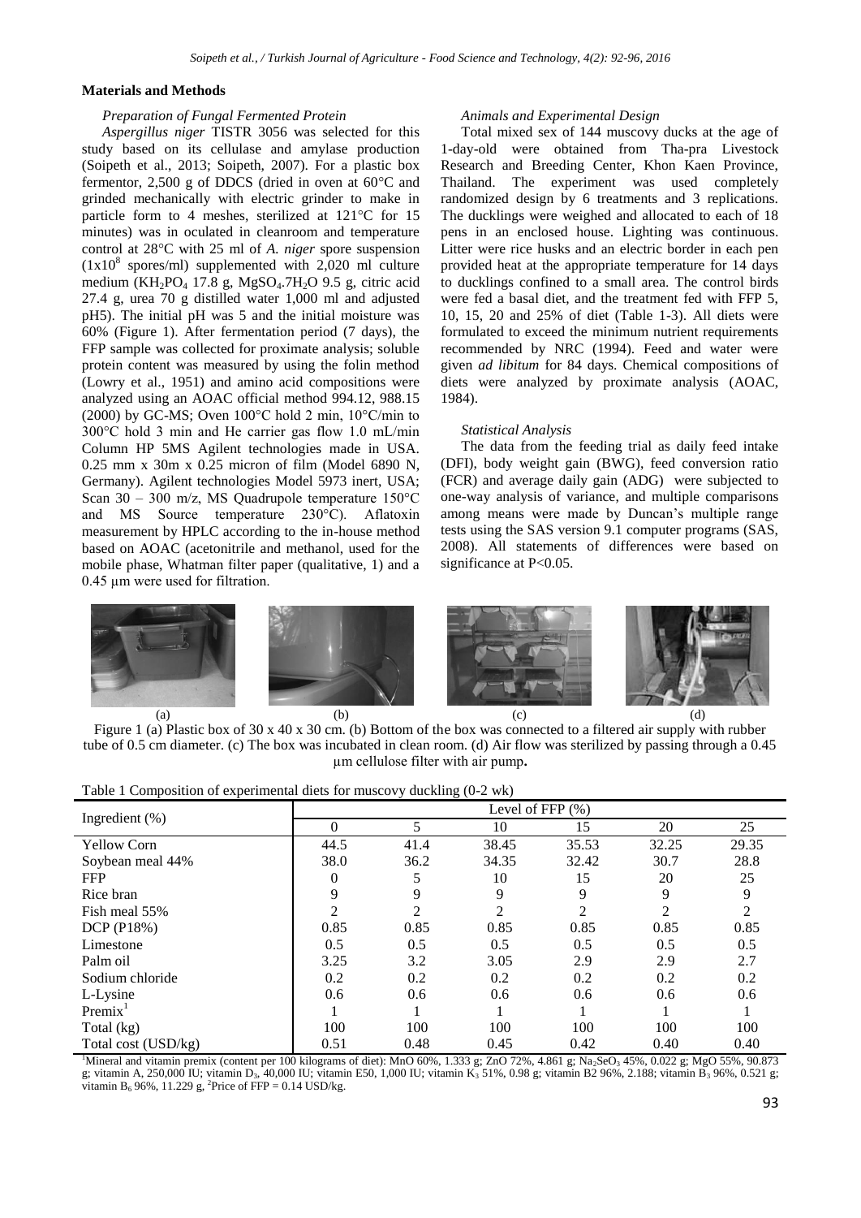## Materials and Methods

### *Preparation of Fungal Fermented Protein*

*Aspergillus niger* TISTR 3056 was selected for this study based on its cellulase and amylase production (Soipeth et al., 2013; Soipeth, 2007). For a plastic box fermentor, 2,500 g of DDCS (dried in oven at 60°C and grinded mechanically with electric grinder to make in particle form to 4 meshes, sterilized at 121°C for 15 minutes) was in oculated in cleanroom and temperature control at 28°C with 25 ml of *A. niger* spore suspension ($1x10^8$ spores/ml) supplemented with 2,020 ml culture medium ($KH_2PO_4$ 17.8 g, $MgSO_4.7H_2O$ 9.5 g, citric acid 27.4 g, urea 70 g distilled water 1,000 ml and adjusted pH5). The initial pH was 5 and the initial moisture was 60% (Figure 1). After fermentation period (7 days), the FFP sample was collected for proximate analysis; soluble protein content was measured by using the folin method (Lowry et al., 1951) and amino acid compositions were analyzed using an AOAC official method 994.12, 988.15 (2000) by GC-MS; Oven 100°C hold 2 min, 10°C/min to 300°C hold 3 min and He carrier gas flow 1.0 mL/min Column HP 5MS Agilent technologies made in USA. 0.25 mm x 30m x 0.25 micron of film (Model 6890 N, Germany). Agilent technologies Model 5973 inert, USA; Scan 30 – 300 m/z, MS Quadrupole temperature 150°C and MS Source temperature 230°C). Aflatoxin measurement by HPLC according to the in-house method based on AOAC (acetonitrile and methanol, used for the mobile phase, Whatman filter paper (qualitative, 1) and a 0.45 µm were used for filtration.

### *Animals and Experimental Design*

Total mixed sex of 144 muscovy ducks at the age of 1-day-old were obtained from Tha-pra Livestock Research and Breeding Center, Khon Kaen Province, Thailand. The experiment was used completely randomized design by 6 treatments and 3 replications. The ducklings were weighed and allocated to each of 18 pens in an enclosed house. Lighting was continuous. Litter were rice husks and an electric border in each pen provided heat at the appropriate temperature for 14 days to ducklings confined to a small area. The control birds were fed a basal diet, and the treatment fed with FFP 5, 10, 15, 20 and 25% of diet (Table 1-3). All diets were formulated to exceed the minimum nutrient requirements recommended by NRC (1994). Feed and water were given *ad libitum* for 84 days. Chemical compositions of diets were analyzed by proximate analysis (AOAC, 1984).

### *Statistical Analysis*

The data from the feeding trial as daily feed intake (DFI), body weight gain (BWG), feed conversion ratio (FCR) and average daily gain (ADG) were subjected to one-way analysis of variance, and multiple comparisons among means were made by Duncan's multiple range tests using the SAS version 9.1 computer programs (SAS, 2008). All statements of differences were based on significance at P<0.05.

Figure 1 (a) Plastic box of 30 x 40 x 30 cm. (b) Bottom of the box was connected to a filtered air supply with rubber tube of 0.5 cm diameter. (c) The box was incubated in clean room. (d) Air flow was sterilized by passing through a 0.45 µm cellulose filter with air pump.

Table 1 Composition of experimental diets for muscovy duckling (0-2 wk)

| Ingredient (%) | Level of FFP (%) | | | | | |
|---|---|---|---|---|---|---|
| | 0 | 5 | 10 | 15 | 20 | 25 |
| Yellow Corn | 44.5 | 41.4 | 38.45 | 35.53 | 32.25 | 29.35 |
| Soybean meal 44% | 38.0 | 36.2 | 34.35 | 32.42 | 30.7 | 28.8 |
| FFP | 0 | 5 | 10 | 15 | 20 | 25 |
| Rice bran | 9 | 9 | 9 | 9 | 9 | 9 |
| Fish meal 55% | 2 | 2 | 2 | 2 | 2 | 2 |
| DCP (P18%) | 0.85 | 0.85 | 0.85 | 0.85 | 0.85 | 0.85 |
| Limestone | 0.5 | 0.5 | 0.5 | 0.5 | 0.5 | 0.5 |
| Palm oil | 3.25 | 3.2 | 3.05 | 2.9 | 2.9 | 2.7 |
| Sodium chloride | 0.2 | 0.2 | 0.2 | 0.2 | 0.2 | 0.2 |
| L-Lysine | 0.6 | 0.6 | 0.6 | 0.6 | 0.6 | 0.6 |
| Premix[1] | 1 | 1 | 1 | 1 | 1 | 1 |
| Total (kg) | 100 | 100 | 100 | 100 | 100 | 100 |
| Total cost (USD/kg) | 0.51 | 0.48 | 0.45 | 0.42 | 0.40 | 0.40 |

[1]Mineral and vitamin premix (content per 100 kilograms of diet): MnO 60%, 1.333 g; ZnO 72%, 4.861 g; $Na_2SeO_3$ 45%, 0.022 g; MgO 55%, 90.873 g; vitamin A, 250,000 IU; vitamin $D_3$, 40,000 IU; vitamin E50, 1,000 IU; vitamin $K_3$ 51%, 0.98 g; vitamin B2 96%, 2.188; vitamin $B_3$ 96%, 0.521 g; vitamin $B_6$ 96%, 11.229 g, [2]Price of FFP = 0.14 USD/kg.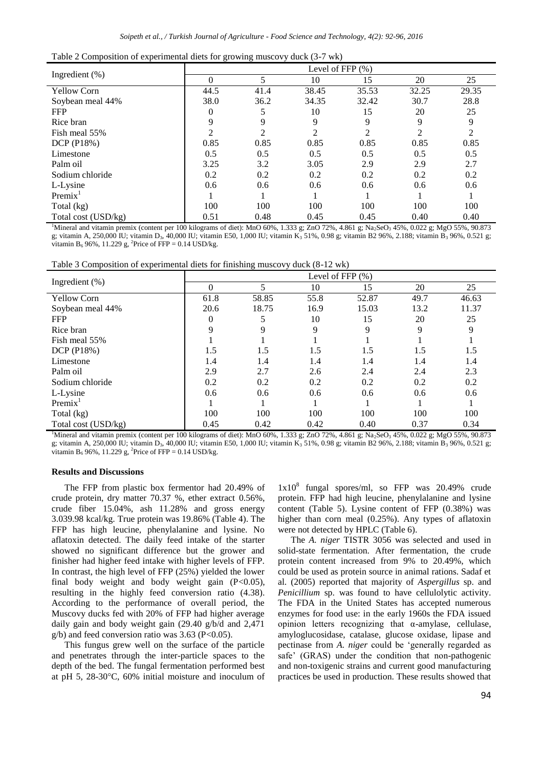Table 2 Composition of experimental diets for growing muscovy duck (3-7 wk)

| Ingredient (%) | Level of FFP (%) | | | | | |
|---|---|---|---|---|---|---|
| | 0 | 5 | 10 | 15 | 20 | 25 |
| Yellow Corn | 44.5 | 41.4 | 38.45 | 35.53 | 32.25 | 29.35 |
| Soybean meal 44% | 38.0 | 36.2 | 34.35 | 32.42 | 30.7 | 28.8 |
| FFP | 0 | 5 | 10 | 15 | 20 | 25 |
| Rice bran | 9 | 9 | 9 | 9 | 9 | 9 |
| Fish meal 55% | 2 | 2 | 2 | 2 | 2 | 2 |
| DCP (P18%) | 0.85 | 0.85 | 0.85 | 0.85 | 0.85 | 0.85 |
| Limestone | 0.5 | 0.5 | 0.5 | 0.5 | 0.5 | 0.5 |
| Palm oil | 3.25 | 3.2 | 3.05 | 2.9 | 2.9 | 2.7 |
| Sodium chloride | 0.2 | 0.2 | 0.2 | 0.2 | 0.2 | 0.2 |
| L-Lysine | 0.6 | 0.6 | 0.6 | 0.6 | 0.6 | 0.6 |
| Premix[1] | 1 | 1 | 1 | 1 | 1 | 1 |
| Total (kg) | 100 | 100 | 100 | 100 | 100 | 100 |
| Total cost (USD/kg) | 0.51 | 0.48 | 0.45 | 0.45 | 0.40 | 0.40 |

[1]Mineral and vitamin premix (content per 100 kilograms of diet): MnO 60%, 1.333 g; ZnO 72%, 4.861 g; $Na_2SeO_3$ 45%, 0.022 g; MgO 55%, 90.873 g; vitamin A, 250,000 IU; vitamin $D_3$, 40,000 IU; vitamin E50, 1,000 IU; vitamin $K_3$ 51%, 0.98 g; vitamin B2 96%, 2.188; vitamin $B_3$ 96%, 0.521 g; vitamin $B_6$ 96%, 11.229 g, [2]Price of FFP = 0.14 USD/kg.

Table 3 Composition of experimental diets for finishing muscovy duck (8-12 wk)

| Ingredient (%) | Level of FFP (%) | | | | | |
|---|---|---|---|---|---|---|
| | 0 | 5 | 10 | 15 | 20 | 25 |
| Yellow Corn | 61.8 | 58.85 | 55.8 | 52.87 | 49.7 | 46.63 |
| Soybean meal 44% | 20.6 | 18.75 | 16.9 | 15.03 | 13.2 | 11.37 |
| FFP | 0 | 5 | 10 | 15 | 20 | 25 |
| Rice bran | 9 | 9 | 9 | 9 | 9 | 9 |
| Fish meal 55% | 1 | 1 | 1 | 1 | 1 | 1 |
| DCP (P18%) | 1.5 | 1.5 | 1.5 | 1.5 | 1.5 | 1.5 |
| Limestone | 1.4 | 1.4 | 1.4 | 1.4 | 1.4 | 1.4 |
| Palm oil | 2.9 | 2.7 | 2.6 | 2.4 | 2.4 | 2.3 |
| Sodium chloride | 0.2 | 0.2 | 0.2 | 0.2 | 0.2 | 0.2 |
| L-Lysine | 0.6 | 0.6 | 0.6 | 0.6 | 0.6 | 0.6 |
| Premix[1] | 1 | 1 | 1 | 1 | 1 | 1 |
| Total (kg) | 100 | 100 | 100 | 100 | 100 | 100 |
| Total cost (USD/kg) | 0.45 | 0.42 | 0.42 | 0.40 | 0.37 | 0.34 |

[1]Mineral and vitamin premix (content per 100 kilograms of diet): MnO 60%, 1.333 g; ZnO 72%, 4.861 g; $Na_2SeO_3$ 45%, 0.022 g; MgO 55%, 90.873 g; vitamin A, 250,000 IU; vitamin $D_3$, 40,000 IU; vitamin E50, 1,000 IU; vitamin $K_3$ 51%, 0.98 g; vitamin B2 96%, 2.188; vitamin $B_3$ 96%, 0.521 g; vitamin $B_6$ 96%, 11.229 g, [2]Price of FFP = 0.14 USD/kg.

## Results and Discussions

The FFP from plastic box fermentor had 20.49% of crude protein, dry matter 70.37 %, ether extract 0.56%, crude fiber 15.04%, ash 11.28% and gross energy 3.039.98 kcal/kg. True protein was 19.86% (Table 4). The FFP has high leucine, phenylalanine and lysine. No aflatoxin detected. The daily feed intake of the starter showed no significant difference but the grower and finisher had higher feed intake with higher levels of FFP. In contrast, the high level of FFP (25%) yielded the lower final body weight and body weight gain ($P<0.05$), resulting in the highly feed conversion ratio (4.38). According to the performance of overall period, the Muscovy ducks fed with 20% of FFP had higher average daily gain and body weight gain (29.40 g/b/d and 2,471 g/b) and feed conversion ratio was 3.63 ($P<0.05$).

This fungus grew well on the surface of the particle and penetrates through the inter-particle spaces to the depth of the bed. The fungal fermentation performed best at pH 5, 28-30°C, 60% initial moisture and inoculum of $1 \times 10^8$ fungal spores/ml, so FFP was 20.49% crude protein. FFP had high leucine, phenylalanine and lysine content (Table 5). Lysine content of FFP (0.38%) was higher than corn meal (0.25%). Any types of aflatoxin were not detected by HPLC (Table 6).

The *A. niger* TISTR 3056 was selected and used in solid-state fermentation. After fermentation, the crude protein content increased from 9% to 20.49%, which could be used as protein source in animal rations. Sadaf et al. (2005) reported that majority of *Aspergillus* sp. and *Penicillium* sp. was found to have cellulolytic activity. The FDA in the United States has accepted numerous enzymes for food use: in the early 1960s the FDA issued opinion letters recognizing that α-amylase, cellulase, amyloglucosidase, catalase, glucose oxidase, lipase and pectinase from *A. niger* could be 'generally regarded as safe' (GRAS) under the condition that non-pathogenic and non-toxigenic strains and current good manufacturing practices be used in production. These results showed that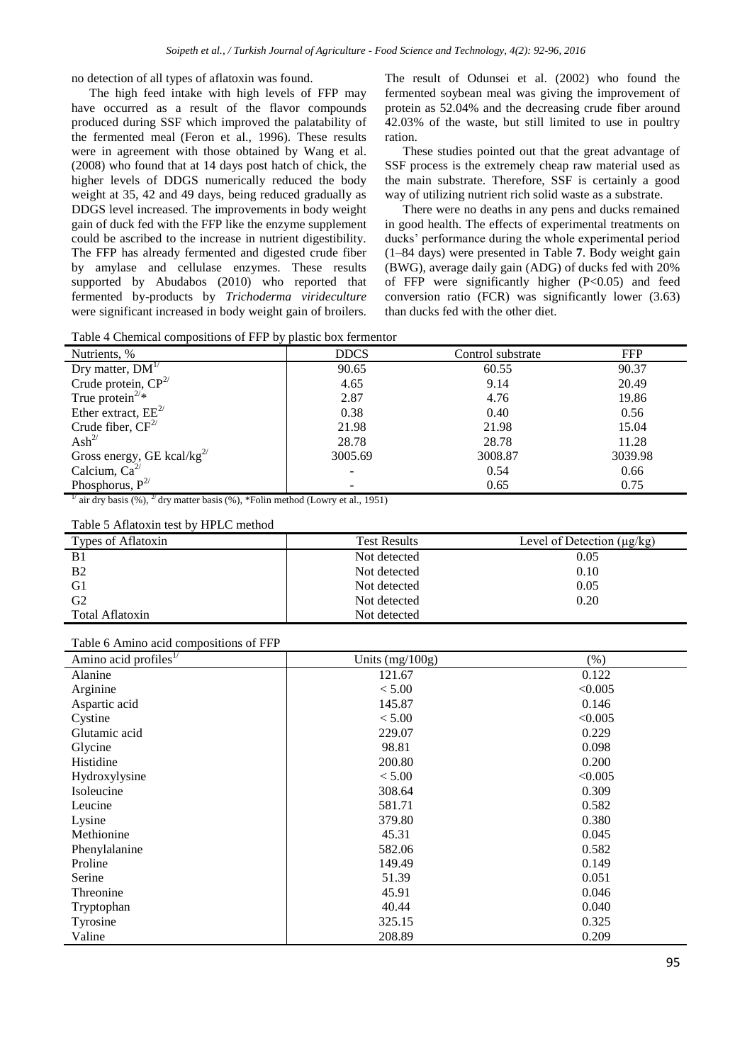no detection of all types of aflatoxin was found.

The high feed intake with high levels of FFP may have occurred as a result of the flavor compounds produced during SSF which improved the palatability of the fermented meal (Feron et al., 1996). These results were in agreement with those obtained by Wang et al. (2008) who found that at 14 days post hatch of chick, the higher levels of DDGS numerically reduced the body weight at 35, 42 and 49 days, being reduced gradually as DDGS level increased. The improvements in body weight gain of duck fed with the FFP like the enzyme supplement could be ascribed to the increase in nutrient digestibility. The FFP has already fermented and digested crude fiber by amylase and cellulase enzymes. These results supported by Abudabos (2010) who reported that fermented by-products by *Trichoderma virideculture* were significant increased in body weight gain of broilers. The result of Odunsei et al. (2002) who found the fermented soybean meal was giving the improvement of protein as 52.04% and the decreasing crude fiber around 42.03% of the waste, but still limited to use in poultry ration.

These studies pointed out that the great advantage of SSF process is the extremely cheap raw material used as the main substrate. Therefore, SSF is certainly a good way of utilizing nutrient rich solid waste as a substrate.

There were no deaths in any pens and ducks remained in good health. The effects of experimental treatments on ducks' performance during the whole experimental period (1–84 days) were presented in Table **7**. Body weight gain (BWG), average daily gain (ADG) of ducks fed with 20% of FFP were significantly higher ($P<0.05$) and feed conversion ratio (FCR) was significantly lower (3.63) than ducks fed with the other diet.

Table 4 Chemical compositions of FFP by plastic box fermentor

| Nutrients, % | DDCS | Control substrate | FFP |
|---|---|---|---|
| Dry matter, DM[1/] | 90.65 | 60.55 | 90.37 |
| Crude protein, CP[2/] | 4.65 | 9.14 | 20.49 |
| True protein[2/]* | 2.87 | 4.76 | 19.86 |
| Ether extract, EE[2/] | 0.38 | 0.40 | 0.56 |
| Crude fiber, CF[2/] | 21.98 | 21.98 | 15.04 |
| Ash[2/] | 28.78 | 28.78 | 11.28 |
| Gross energy, GE kcal/kg[2/] | 3005.69 | 3008.87 | 3039.98 |
| Calcium, Ca[2/] | - | 0.54 | 0.66 |
| Phosphorus, P[2/] | - | 0.65 | 0.75 |

[1/] air dry basis (%), [2/] dry matter basis (%), *Folin method (Lowry et al., 1951)

Table 5 Aflatoxin test by HPLC method

| Types of Aflatoxin | Test Results | Level of Detection (μg/kg) |
|---|---|---|
| B1 | Not detected | 0.05 |
| B2 | Not detected | 0.10 |
| G1 | Not detected | 0.05 |
| G2 | Not detected | 0.20 |
| Total Aflatoxin | Not detected | |

Table 6 Amino acid compositions of FFP

| Amino acid profiles[1/] | Units (mg/100g) | (%) |
|---|---|---|
| Alanine | 121.67 | 0.122 |
| Arginine | < 5.00 | <0.005 |
| Aspartic acid | 145.87 | 0.146 |
| Cystine | < 5.00 | <0.005 |
| Glutamic acid | 229.07 | 0.229 |
| Glycine | 98.81 | 0.098 |
| Histidine | 200.80 | 0.200 |
| Hydroxylysine | < 5.00 | <0.005 |
| Isoleucine | 308.64 | 0.309 |
| Leucine | 581.71 | 0.582 |
| Lysine | 379.80 | 0.380 |
| Methionine | 45.31 | 0.045 |
| Phenylalanine | 582.06 | 0.582 |
| Proline | 149.49 | 0.149 |
| Serine | 51.39 | 0.051 |
| Threonine | 45.91 | 0.046 |
| Tryptophan | 40.44 | 0.040 |
| Tyrosine | 325.15 | 0.325 |
| Valine | 208.89 | 0.209 |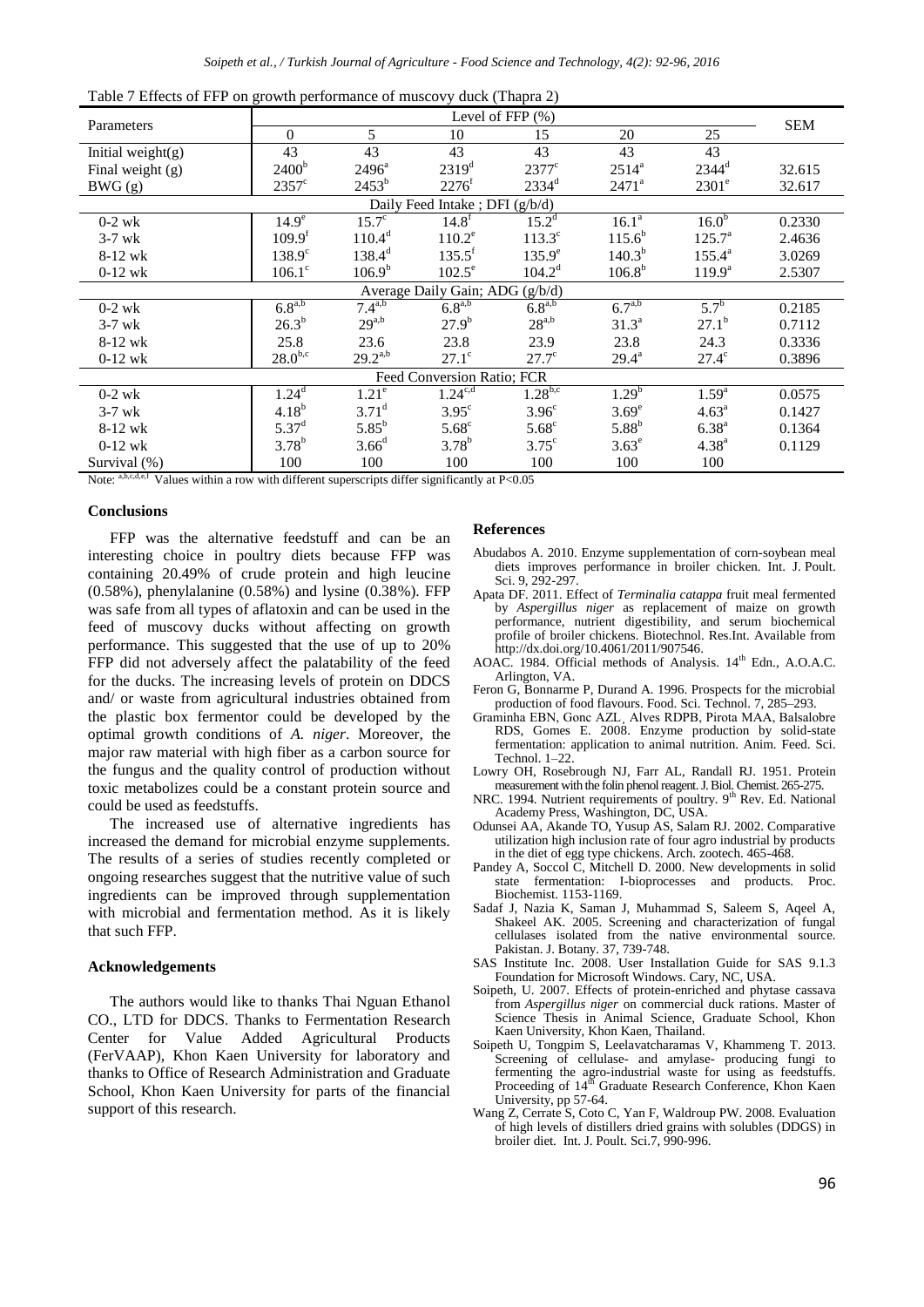Table 7 Effects of FFP on growth performance of muscovy duck (Thapra 2)

| Parameters | Level of FFP (%) | | | | | | SEM |
|---|---|---|---|---|---|---|---|
| | 0 | 5 | 10 | 15 | 20 | 25 | |
| Initial weight(g) | 43 | 43 | 43 | 43 | 43 | 43 | |
| Final weight (g) | 2400[b] | 2496[a] | 2319[d] | 2377[c] | 2514[a] | 2344[d] | 32.615 |
| BWG (g) | 2357[c] | 2453[b] | 2276[f] | 2334[d] | 2471[a] | 2301[e] | 32.617 |
| Daily Feed Intake ; DFI (g/b/d) | | | | | | | |
| 0-2 wk | 14.9[e] | 15.7[c] | 14.8[f] | 15.2[d] | 16.1[a] | 16.0[b] | 0.2330 |
| 3-7 wk | 109.9[f] | 110.4[d] | 110.2[e] | 113.3[c] | 115.6[b] | 125.7[a] | 2.4636 |
| 8-12 wk | 138.9[c] | 138.4[d] | 135.5[f] | 135.9[e] | 140.3[b] | 155.4[a] | 3.0269 |
| 0-12 wk | 106.1[c] | 106.9[b] | 102.5[e] | 104.2[d] | 106.8[b] | 119.9[a] | 2.5307 |
| Average Daily Gain; ADG (g/b/d) | | | | | | | |
| 0-2 wk | 6.8[a,b] | 7.4[a,b] | 6.8[a,b] | 6.8[a,b] | 6.7[a,b] | 5.7[b] | 0.2185 |
| 3-7 wk | 26.3[b] | 29[a,b] | 27.9[b] | 28[a,b] | 31.3[a] | 27.1[b] | 0.7112 |
| 8-12 wk | 25.8 | 23.6 | 23.8 | 23.9 | 23.8 | 24.3 | 0.3336 |
| 0-12 wk | 28.0[b,c] | 29.2[a,b] | 27.1[c] | 27.7[c] | 29.4[a] | 27.4[c] | 0.3896 |
| Feed Conversion Ratio; FCR | | | | | | | |
| 0-2 wk | 1.24[d] | 1.21[e] | 1.24[c,d] | 1.28[b,c] | 1.29[b] | 1.59[a] | 0.0575 |
| 3-7 wk | 4.18[b] | 3.71[d] | 3.95[c] | 3.96[c] | 3.69[e] | 4.63[a] | 0.1427 |
| 8-12 wk | 5.37[d] | 5.85[b] | 5.68[c] | 5.68[c] | 5.88[b] | 6.38[a] | 0.1364 |
| 0-12 wk | 3.78[b] | 3.66[d] | 3.78[b] | 3.75[c] | 3.63[e] | 4.38[a] | 0.1129 |
| Survival (%) | 100 | 100 | 100 | 100 | 100 | 100 | |

Note: [a,b,c,d,e,f] Values within a row with different superscripts differ significantly at $P<0.05$

## Conclusions

FFP was the alternative feedstuff and can be an interesting choice in poultry diets because FFP was containing 20.49% of crude protein and high leucine (0.58%), phenylalanine (0.58%) and lysine (0.38%). FFP was safe from all types of aflatoxin and can be used in the feed of muscovy ducks without affecting on growth performance. This suggested that the use of up to 20% FFP did not adversely affect the palatability of the feed for the ducks. The increasing levels of protein on DDCS and/ or waste from agricultural industries obtained from the plastic box fermentor could be developed by the optimal growth conditions of *A. niger*. Moreover, the major raw material with high fiber as a carbon source for the fungus and the quality control of production without toxic metabolizes could be a constant protein source and could be used as feedstuffs.

The increased use of alternative ingredients has increased the demand for microbial enzyme supplements. The results of a series of studies recently completed or ongoing researches suggest that the nutritive value of such ingredients can be improved through supplementation with microbial and fermentation method. As it is likely that such FFP.

## Acknowledgements

The authors would like to thanks Thai Nguan Ethanol CO., LTD for DDCS. Thanks to Fermentation Research Center for Value Added Agricultural Products (FerVAAP), Khon Kaen University for laboratory and thanks to Office of Research Administration and Graduate School, Khon Kaen University for parts of the financial support of this research.

## References

Abudabos A. 2010. Enzyme supplementation of corn-soybean meal diets improves performance in broiler chicken. Int. J. Poult. Sci. 9, 292-297.

Apata DF. 2011. Effect of *Terminalia catappa* fruit meal fermented by *Aspergillus niger* as replacement of maize on growth performance, nutrient digestibility, and serum biochemical profile of broiler chickens. Biotechnol. Res.Int. Available from http://dx.doi.org/10.4061/2011/907546.

AOAC. 1984. Official methods of Analysis. 14th Edn., A.O.A.C. Arlington, VA.

Feron G, Bonnarme P, Durand A. 1996. Prospects for the microbial production of food flavours. Food. Sci. Technol. 7, 285–293.

Graminha EBN, Gonc AZL¸ Alves RDPB, Pirota MAA, Balsalobre RDS, Gomes E. 2008. Enzyme production by solid-state fermentation: application to animal nutrition. Anim. Feed. Sci. Technol. 1–22.

Lowry OH, Rosebrough NJ, Farr AL, Randall RJ. 1951. Protein measurement with the folin phenol reagent. J. Biol. Chemist. 265-275.

NRC. 1994. Nutrient requirements of poultry. 9th Rev. Ed. National Academy Press, Washington, DC, USA.

Odunsei AA, Akande TO, Yusup AS, Salam RJ. 2002. Comparative utilization high inclusion rate of four agro industrial by products in the diet of egg type chickens. Arch. zootech. 465-468.

Pandey A, Soccol C, Mitchell D. 2000. New developments in solid state fermentation: I-bioprocesses and products. Proc. Biochemist. 1153-1169.

Sadaf J, Nazia K, Saman J, Muhammad S, Saleem S, Aqeel A, Shakeel AK. 2005. Screening and characterization of fungal cellulases isolated from the native environmental source. Pakistan. J. Botany. 37, 739-748.

SAS Institute Inc. 2008. User Installation Guide for SAS 9.1.3 Foundation for Microsoft Windows. Cary, NC, USA.

Soipeth, U. 2007. Effects of protein-enriched and phytase cassava from *Aspergillus niger* on commercial duck rations. Master of Science Thesis in Animal Science, Graduate School, Khon Kaen University, Khon Kaen, Thailand.

Soipeth U, Tongpim S, Leelavatcharamas V, Khammeng T. 2013. Screening of cellulase- and amylase- producing fungi to fermenting the agro-industrial waste for using as feedstuffs. Proceeding of 14th Graduate Research Conference, Khon Kaen University, pp 57-64.

Wang Z, Cerrate S, Coto C, Yan F, Waldroup PW. 2008. Evaluation of high levels of distillers dried grains with solubles (DDGS) in broiler diet. Int. J. Poult. Sci.7, 990-996.